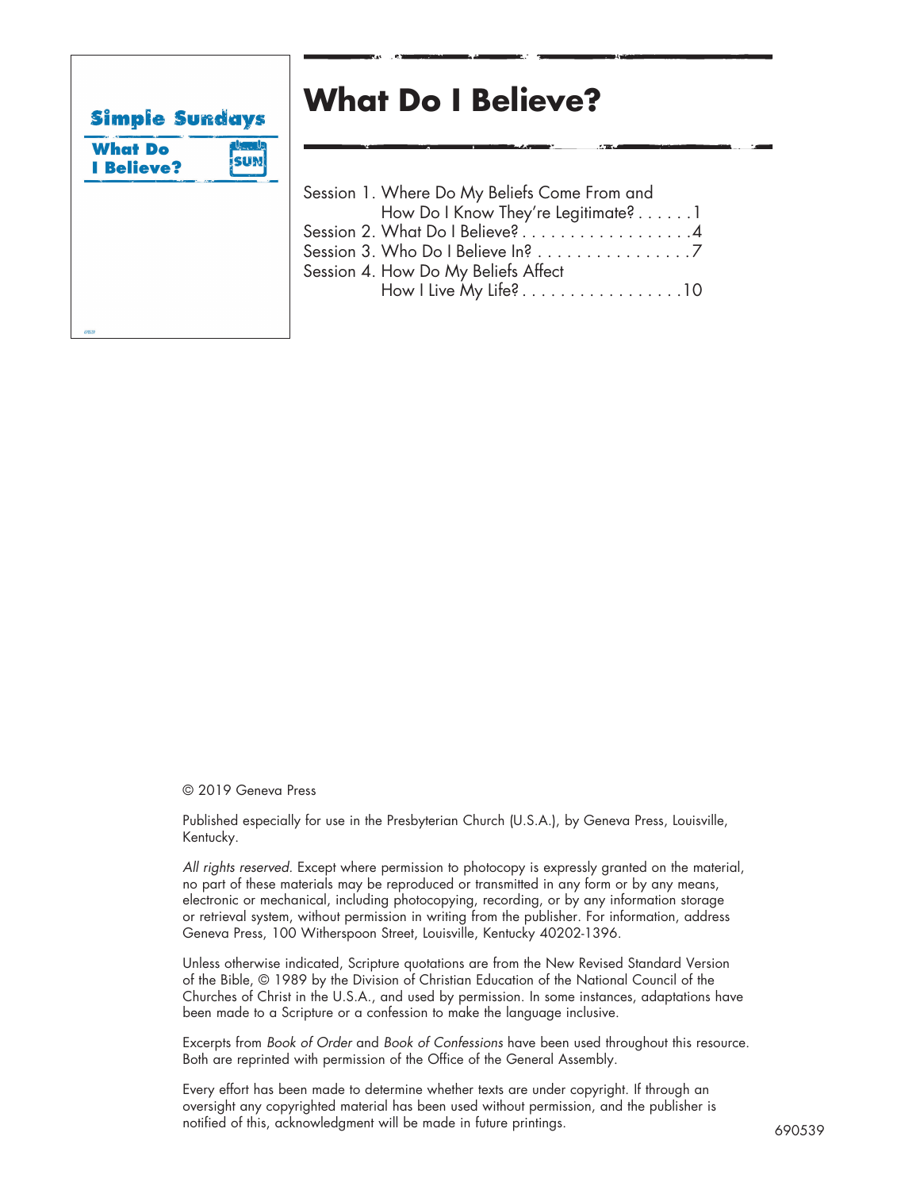Simple Sundays

What Do I Believe?

# What Do I Believe?

Session 1. Where Do My Beliefs Come From and How Do I Know They're Legitimate? . . . . . . 1
Session 2. What Do I Believe? . . . . . . . . . . . . . . . . . . 4
Session 3. Who Do I Believe In? . . . . . . . . . . . . . . . . 7
Session 4. How Do My Beliefs Affect How I Live My Life? . . . . . . . . . . . . . . . . . 10

© 2019 Geneva Press

Published especially for use in the Presbyterian Church (U.S.A.), by Geneva Press, Louisville, Kentucky.

*All rights reserved.* Except where permission to photocopy is expressly granted on the material, no part of these materials may be reproduced or transmitted in any form or by any means, electronic or mechanical, including photocopying, recording, or by any information storage or retrieval system, without permission in writing from the publisher. For information, address Geneva Press, 100 Witherspoon Street, Louisville, Kentucky 40202-1396.

Unless otherwise indicated, Scripture quotations are from the New Revised Standard Version of the Bible, © 1989 by the Division of Christian Education of the National Council of the Churches of Christ in the U.S.A., and used by permission. In some instances, adaptations have been made to a Scripture or a confession to make the language inclusive.

Excerpts from *Book of Order* and *Book of Confessions* have been used throughout this resource. Both are reprinted with permission of the Office of the General Assembly.

Every effort has been made to determine whether texts are under copyright. If through an oversight any copyrighted material has been used without permission, and the publisher is notified of this, acknowledgment will be made in future printings.

690539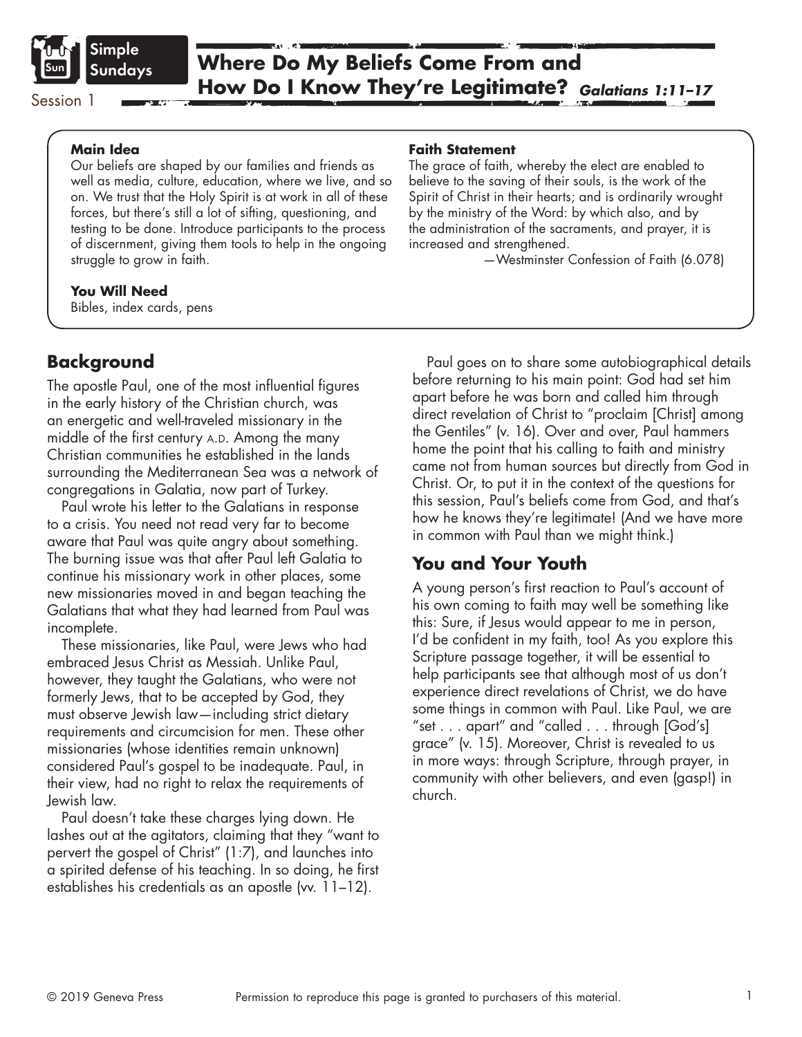Simple Sundays

Session 1

# Where Do My Beliefs Come From and How Do I Know They're Legitimate? *Galatians 1:11–17*

**Main Idea**

Our beliefs are shaped by our families and friends as well as media, culture, education, where we live, and so on. We trust that the Holy Spirit is at work in all of these forces, but there's still a lot of sifting, questioning, and testing to be done. Introduce participants to the process of discernment, giving them tools to help in the ongoing struggle to grow in faith.

**Faith Statement**

The grace of faith, whereby the elect are enabled to believe to the saving of their souls, is the work of the Spirit of Christ in their hearts; and is ordinarily wrought by the ministry of the Word: by which also, and by the administration of the sacraments, and prayer, it is increased and strengthened.

—Westminster Confession of Faith (6.078)

**You Will Need**

Bibles, index cards, pens

## Background

The apostle Paul, one of the most influential figures in the early history of the Christian church, was an energetic and well-traveled missionary in the middle of the first century A.D. Among the many Christian communities he established in the lands surrounding the Mediterranean Sea was a network of congregations in Galatia, now part of Turkey.

Paul wrote his letter to the Galatians in response to a crisis. You need not read very far to become aware that Paul was quite angry about something. The burning issue was that after Paul left Galatia to continue his missionary work in other places, some new missionaries moved in and began teaching the Galatians that what they had learned from Paul was incomplete.

These missionaries, like Paul, were Jews who had embraced Jesus Christ as Messiah. Unlike Paul, however, they taught the Galatians, who were not formerly Jews, that to be accepted by God, they must observe Jewish law—including strict dietary requirements and circumcision for men. These other missionaries (whose identities remain unknown) considered Paul's gospel to be inadequate. Paul, in their view, had no right to relax the requirements of Jewish law.

Paul doesn't take these charges lying down. He lashes out at the agitators, claiming that they "want to pervert the gospel of Christ" (1:7), and launches into a spirited defense of his teaching. In so doing, he first establishes his credentials as an apostle (vv. 11–12).

Paul goes on to share some autobiographical details before returning to his main point: God had set him apart before he was born and called him through direct revelation of Christ to "proclaim [Christ] among the Gentiles" (v. 16). Over and over, Paul hammers home the point that his calling to faith and ministry came not from human sources but directly from God in Christ. Or, to put it in the context of the questions for this session, Paul's beliefs come from God, and that's how he knows they're legitimate! (And we have more in common with Paul than we might think.)

## You and Your Youth

A young person's first reaction to Paul's account of his own coming to faith may well be something like this: Sure, if Jesus would appear to me in person, I'd be confident in my faith, too! As you explore this Scripture passage together, it will be essential to help participants see that although most of us don't experience direct revelations of Christ, we do have some things in common with Paul. Like Paul, we are "set . . . apart" and "called . . . through [God's] grace" (v. 15). Moreover, Christ is revealed to us in more ways: through Scripture, through prayer, in community with other believers, and even (gasp!) in church.

© 2019 Geneva Press Permission to reproduce this page is granted to purchasers of this material.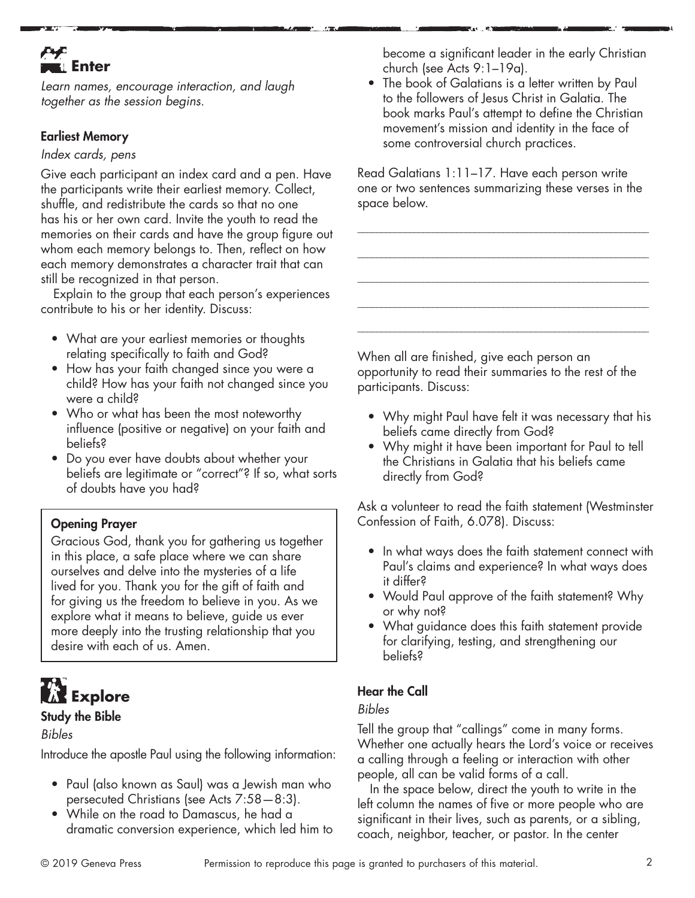## Enter

*Learn names, encourage interaction, and laugh together as the session begins.*

### Earliest Memory

*Index cards, pens*

Give each participant an index card and a pen. Have the participants write their earliest memory. Collect, shuffle, and redistribute the cards so that no one has his or her own card. Invite the youth to read the memories on their cards and have the group figure out whom each memory belongs to. Then, reflect on how each memory demonstrates a character trait that can still be recognized in that person.

Explain to the group that each person's experiences contribute to his or her identity. Discuss:

- What are your earliest memories or thoughts relating specifically to faith and God?
- How has your faith changed since you were a child? How has your faith not changed since you were a child?
- Who or what has been the most noteworthy influence (positive or negative) on your faith and beliefs?
- Do you ever have doubts about whether your beliefs are legitimate or "correct"? If so, what sorts of doubts have you had?

**Opening Prayer**

Gracious God, thank you for gathering us together in this place, a safe place where we can share ourselves and delve into the mysteries of a life lived for you. Thank you for the gift of faith and for giving us the freedom to believe in you. As we explore what it means to believe, guide us ever more deeply into the trusting relationship that you desire with each of us. Amen.

## Explore

### Study the Bible

*Bibles*

Introduce the apostle Paul using the following information:

- Paul (also known as Saul) was a Jewish man who persecuted Christians (see Acts 7:58—8:3).
- While on the road to Damascus, he had a dramatic conversion experience, which led him to become a significant leader in the early Christian church (see Acts 9:1–19a).
- The book of Galatians is a letter written by Paul to the followers of Jesus Christ in Galatia. The book marks Paul's attempt to define the Christian movement's mission and identity in the face of some controversial church practices.

Read Galatians 1:11–17. Have each person write one or two sentences summarizing these verses in the space below.

\_\_\_\_\_\_\_\_\_\_\_\_\_\_\_\_\_\_\_\_\_\_\_\_\_\_\_\_\_\_\_\_\_\_\_\_\_\_\_\_\_\_\_\_

\_\_\_\_\_\_\_\_\_\_\_\_\_\_\_\_\_\_\_\_\_\_\_\_\_\_\_\_\_\_\_\_\_\_\_\_\_\_\_\_\_\_\_\_

\_\_\_\_\_\_\_\_\_\_\_\_\_\_\_\_\_\_\_\_\_\_\_\_\_\_\_\_\_\_\_\_\_\_\_\_\_\_\_\_\_\_\_\_

\_\_\_\_\_\_\_\_\_\_\_\_\_\_\_\_\_\_\_\_\_\_\_\_\_\_\_\_\_\_\_\_\_\_\_\_\_\_\_\_\_\_\_\_

\_\_\_\_\_\_\_\_\_\_\_\_\_\_\_\_\_\_\_\_\_\_\_\_\_\_\_\_\_\_\_\_\_\_\_\_\_\_\_\_\_\_\_\_

When all are finished, give each person an opportunity to read their summaries to the rest of the participants. Discuss:

- Why might Paul have felt it was necessary that his beliefs came directly from God?
- Why might it have been important for Paul to tell the Christians in Galatia that his beliefs came directly from God?

Ask a volunteer to read the faith statement (Westminster Confession of Faith, 6.078). Discuss:

- In what ways does the faith statement connect with Paul's claims and experience? In what ways does it differ?
- Would Paul approve of the faith statement? Why or why not?
- What guidance does this faith statement provide for clarifying, testing, and strengthening our beliefs?

### Hear the Call

*Bibles*

Tell the group that "callings" come in many forms. Whether one actually hears the Lord's voice or receives a calling through a feeling or interaction with other people, all can be valid forms of a call.

In the space below, direct the youth to write in the left column the names of five or more people who are significant in their lives, such as parents, or a sibling, coach, neighbor, teacher, or pastor. In the center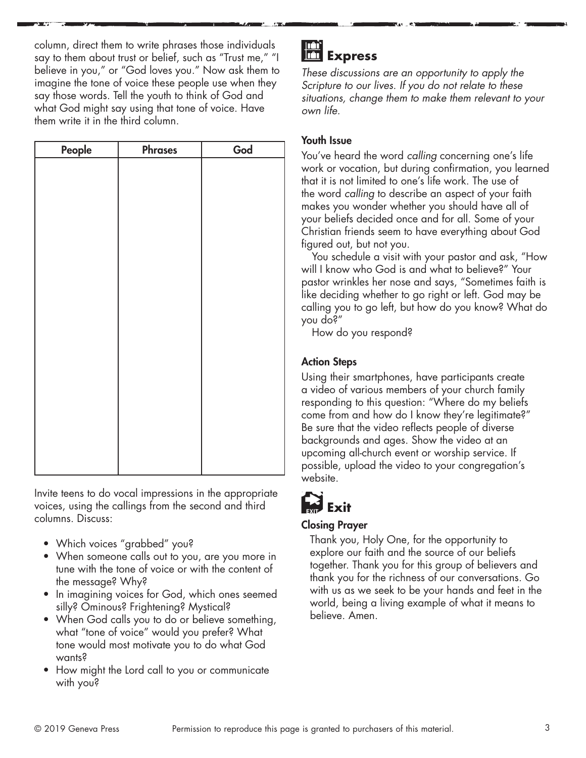column, direct them to write phrases those individuals say to them about trust or belief, such as "Trust me," "I believe in you," or "God loves you." Now ask them to imagine the tone of voice these people use when they say those words. Tell the youth to think of God and what God might say using that tone of voice. Have them write it in the third column.

| People | Phrases | God |
| --- | --- | --- |
| | | |

Invite teens to do vocal impressions in the appropriate voices, using the callings from the second and third columns. Discuss:

- Which voices "grabbed" you?
- When someone calls out to you, are you more in tune with the tone of voice or with the content of the message? Why?
- In imagining voices for God, which ones seemed silly? Ominous? Frightening? Mystical?
- When God calls you to do or believe something, what "tone of voice" would you prefer? What tone would most motivate you to do what God wants?
- How might the Lord call to you or communicate with you?

## Express

*These discussions are an opportunity to apply the Scripture to our lives. If you do not relate to these situations, change them to make them relevant to your own life.*

### Youth Issue

You've heard the word *calling* concerning one's life work or vocation, but during confirmation, you learned that it is not limited to one's life work. The use of the word *calling* to describe an aspect of your faith makes you wonder whether you should have all of your beliefs decided once and for all. Some of your Christian friends seem to have everything about God figured out, but not you.

You schedule a visit with your pastor and ask, "How will I know who God is and what to believe?" Your pastor wrinkles her nose and says, "Sometimes faith is like deciding whether to go right or left. God may be calling you to go left, but how do you know? What do you do?"

How do you respond?

### Action Steps

Using their smartphones, have participants create a video of various members of your church family responding to this question: "Where do my beliefs come from and how do I know they're legitimate?" Be sure that the video reflects people of diverse backgrounds and ages. Show the video at an upcoming all-church event or worship service. If possible, upload the video to your congregation's website.

## Exit

### Closing Prayer

Thank you, Holy One, for the opportunity to explore our faith and the source of our beliefs together. Thank you for this group of believers and thank you for the richness of our conversations. Go with us as we seek to be your hands and feet in the world, being a living example of what it means to believe. Amen.

© 2019 Geneva Press Permission to reproduce this page is granted to purchasers of this material.